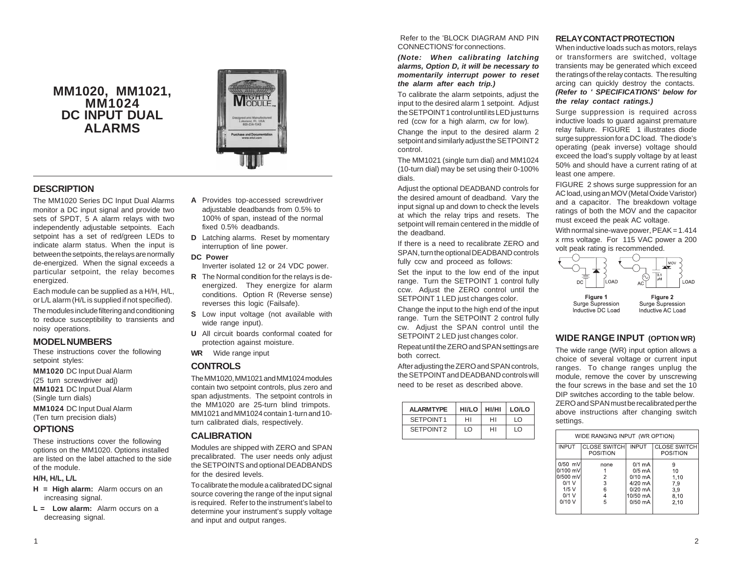# MM1020, MM1021, MM1024 DC INPUT DUAL ALARMS

## DESCRIPTION

The MM1020 Series DC Input Dual Alarms monitor a DC input signal and provide two sets of SPDT, 5 A alarm relays with two independently adjustable setpoints. Each setpoint has a set of red/green LEDs to indicate alarm status. When the input is between the setpoints, the relays are normally de-energized. When the signal exceeds a particular setpoint, the relay becomes energized.

Each module can be supplied as a H/H, H/L, or L/L alarm (H/L is supplied if not specified).

The modules include filtering and conditioning to reduce susceptibility to transients and noisy operations.

## MODEL NUMBERS

These instructions cover the following setpoint styles:

**MM1020** DC Input Dual Alarm
(25 turn screwdriver adj)

**MM1021** DC Input Dual Alarm
(Single turn dials)

**MM1024** DC Input Dual Alarm
(Ten turn precision dials)

## OPTIONS

These instructions cover the following options on the MM1020. Options installed are listed on the label attached to the side of the module.

**H/H, H/L, L/L**

**H = High alarm:** Alarm occurs on an increasing signal.

**L = Low alarm:** Alarm occurs on a decreasing signal.

**A** Provides top-accessed screwdriver adjustable deadbands from 0.5% to 100% of span, instead of the normal fixed 0.5% deadbands.

**D** Latching alarms. Reset by momentary interruption of line power.

**DC Power**
Inverter isolated 12 or 24 VDC power.

**R** The Normal condition for the relays is de-energized. They energize for alarm conditions. Option R (Reverse sense) reverses this logic (Failsafe).

**S** Low input voltage (not available with wide range input).

**U** All circuit boards conformal coated for protection against moisture.

**WR** Wide range input

## CONTROLS

The MM1020, MM1021 and MM1024 modules contain two setpoint controls, plus zero and span adjustments. The setpoint controls in the MM1020 are 25-turn blind trimpots. MM1021 and MM1024 contain 1-turn and 10-turn calibrated dials, respectively.

## CALIBRATION

Modules are shipped with ZERO and SPAN precalibrated. The user needs only adjust the SETPOINTS and optional DEADBANDS for the desired levels.

To calibrate the module a calibrated DC signal source covering the range of the input signal is required. Refer to the instrument's label to determine your instrument's supply voltage and input and output ranges.

Refer to the 'BLOCK DIAGRAM AND PIN CONNECTIONS' for connections.

***(Note: When calibrating latching alarms, Option D, it will be necessary to momentarily interrupt power to reset the alarm after each trip.)***

To calibrate the alarm setpoints, adjust the input to the desired alarm 1 setpoint. Adjust the SETPOINT 1 control until its LED just turns red (ccw for a high alarm, cw for low).

Change the input to the desired alarm 2 setpoint and similarly adjust the SETPOINT 2 control.

The MM1021 (single turn dial) and MM1024 (10-turn dial) may be set using their 0-100% dials.

Adjust the optional DEADBAND controls for the desired amount of deadband. Vary the input signal up and down to check the levels at which the relay trips and resets. The setpoint will remain centered in the middle of the deadband.

If there is a need to recalibrate ZERO and SPAN, turn the optional DEADBAND controls fully ccw and proceed as follows:

Set the input to the low end of the input range. Turn the SETPOINT 1 control fully ccw. Adjust the ZERO control until the SETPOINT 1 LED just changes color.

Change the input to the high end of the input range. Turn the SETPOINT 2 control fully cw. Adjust the SPAN control until the SETPOINT 2 LED just changes color.

Repeat until the ZERO and SPAN settings are both correct.

After adjusting the ZERO and SPAN controls, the SETPOINT and DEADBAND controls will need to be reset as described above.

| ALARM TYPE | HI/LO | HI/HI | LO/LO |
|---|---|---|---|
| SETPOINT 1 | HI | HI | LO |
| SETPOINT 2 | LO | HI | LO |

## RELAY CONTACT PROTECTION

When inductive loads such as motors, relays or transformers are switched, voltage transients may be generated which exceed the ratings of the relay contacts. The resulting arcing can quickly destroy the contacts. ***(Refer to ' SPECIFICATIONS' below for the relay contact ratings.)***

Surge suppression is required across inductive loads to guard against premature relay failure. FIGURE 1 illustrates diode surge suppression for a DC load. The diode's operating (peak inverse) voltage should exceed the load's supply voltage by at least 50% and should have a current rating of at least one ampere.

FIGURE 2 shows surge suppression for an AC load, using an MOV (Metal Oxide Varistor) and a capacitor. The breakdown voltage ratings of both the MOV and the capacitor must exceed the peak AC voltage.

With normal sine-wave power, PEAK = 1.414 x rms voltage. For 115 VAC power a 200 volt peak rating is recommended.

**Figure 1**
Surge Supression
Inductive DC Load

**Figure 2**
Surge Supression
Inductive AC Load

## WIDE RANGE INPUT (OPTION WR)

The wide range (WR) input option allows a choice of several voltage or current input ranges. To change ranges unplug the module, remove the cover by unscrewing the four screws in the base and set the 10 DIP switches according to the table below. ZERO and SPAN must be recalibrated per the above instructions after changing switch settings.

| WIDE RANGING INPUT (WR OPTION) | | | |
|---|---|---|---|
| INPUT | CLOSE SWITCH POSITION | INPUT | CLOSE SWITCH POSITION |
| 0/50 mV | none | 0/1 mA | 9 |
| 0/100 mV | 1 | 0/5 mA | 10 |
| 0/500 mV | 2 | 0/10 mA | 1,10 |
| 0/1 V | 3 | 4/20 mA | 7,9 |
| 1/5 V | 6 | 0/20 mA | 3,9 |
| 0/1 V | 4 | 10/50 mA | 8,10 |
| 0/10 V | 5 | 0/50 mA | 2,10 |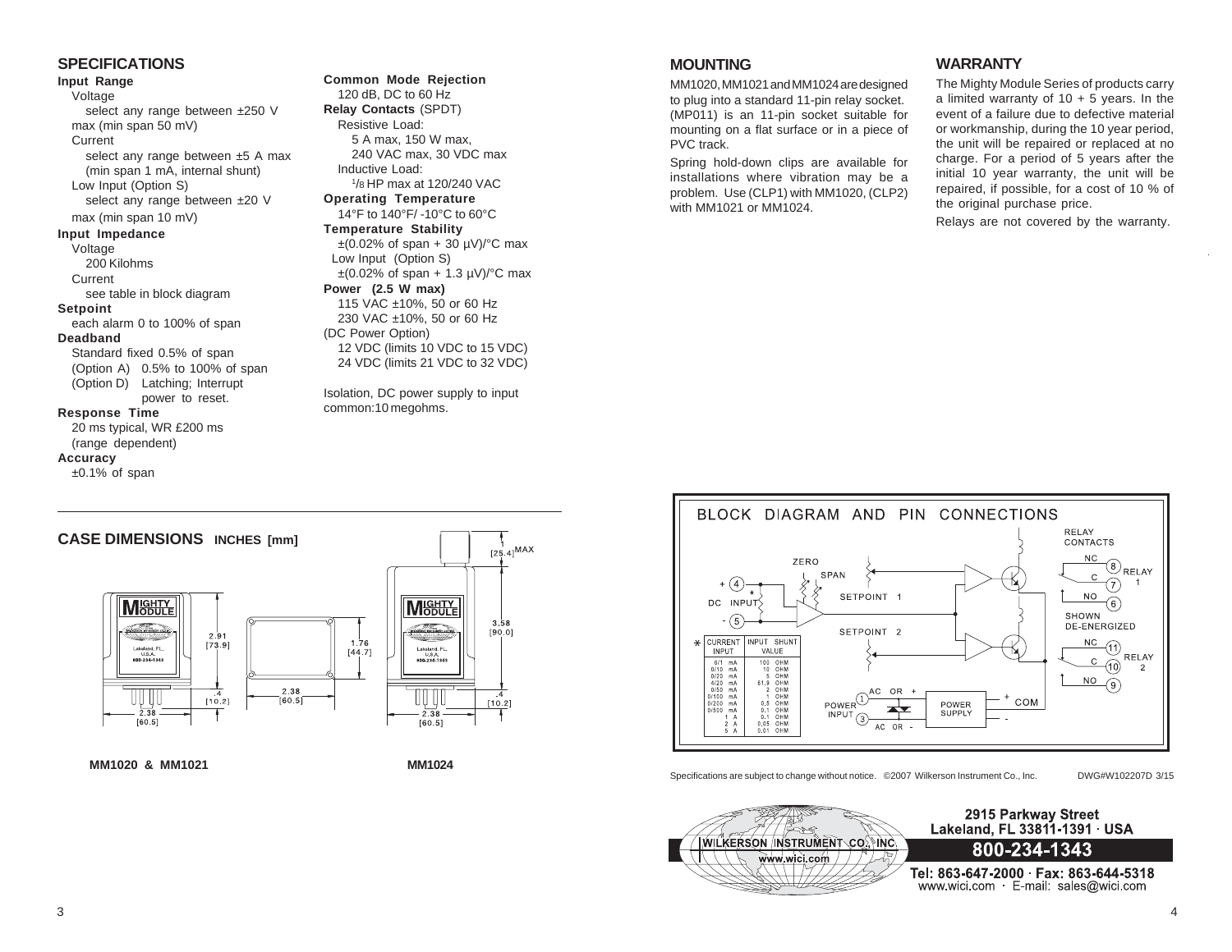## SPECIFICATIONS

**Input Range**

Voltage

select any range between ±250 V max (min span 50 mV)

Current

select any range between ±5 A max (min span 1 mA, internal shunt)

Low Input (Option S)

select any range between ±20 V max (min span 10 mV)

**Input Impedance**

Voltage

200 Kilohms

Current

see table in block diagram

**Setpoint**

each alarm 0 to 100% of span

**Deadband**

Standard fixed 0.5% of span

(Option A) 0.5% to 100% of span

(Option D) Latching; Interrupt power to reset.

**Response Time**

20 ms typical, WR £200 ms (range dependent)

**Accuracy**

±0.1% of span

**Common Mode Rejection**

120 dB, DC to 60 Hz

**Relay Contacts** (SPDT)

Resistive Load:

5 A max, 150 W max, 240 VAC max, 30 VDC max

Inductive Load:

1/8 HP max at 120/240 VAC

**Operating Temperature**

14°F to 140°F/ -10°C to 60°C

**Temperature Stability**

±(0.02% of span + 30 µV)/°C max

Low Input (Option S)

±(0.02% of span + 1.3 µV)/°C max

**Power (2.5 W max)**

115 VAC ±10%, 50 or 60 Hz

230 VAC ±10%, 50 or 60 Hz

(DC Power Option)

12 VDC (limits 10 VDC to 15 VDC)

24 VDC (limits 21 VDC to 32 VDC)

Isolation, DC power supply to input common:10 megohms.

## CASE DIMENSIONS INCHES [mm]

MIGHTY MODULE
Lakeland, FL. U.S.A. 800-234-1343
2.91 [73.9]
.4 [10.2]
2.38 [60.5]
1.76 [44.7]
2.38 [60.5]
1 [25.4] MAX
3.58 [90.0]
.4 [10.2]
2.38 [60.5]

**MM1020 & MM1021** **MM1024**

## MOUNTING

MM1020, MM1021 and MM1024 are designed to plug into a standard 11-pin relay socket. (MP011) is an 11-pin socket suitable for mounting on a flat surface or in a piece of PVC track.

Spring hold-down clips are available for installations where vibration may be a problem. Use (CLP1) with MM1020, (CLP2) with MM1021 or MM1024.

## WARRANTY

The Mighty Module Series of products carry a limited warranty of 10 + 5 years. In the event of a failure due to defective material or workmanship, during the 10 year period, the unit will be repaired or replaced at no charge. For a period of 5 years after the initial 10 year warranty, the unit will be repaired, if possible, for a cost of 10 % of the original purchase price.

Relays are not covered by the warranty.

## BLOCK DIAGRAM AND PIN CONNECTIONS

RELAY CONTACTS
ZERO
SPAN
+ 4
DC INPUT *
- 5
SETPOINT 1
SETPOINT 2
NC 8
C 7 RELAY 1
NO 6
SHOWN DE-ENERGIZED
NC 11
C 10 RELAY 2
NO 9
POWER INPUT 1 AC OR +
3 AC OR -
POWER SUPPLY
+ COM
-

| * CURRENT INPUT | INPUT SHUNT VALUE |
|---|---|
| 0/1 mA | 100 OHM |
| 0/10 mA | 10 OHM |
| 0/20 mA | 5 OHM |
| 4/20 mA | 61.9 OHM |
| 0/50 mA | 2 OHM |
| 0/100 mA | 1 OHM |
| 0/200 mA | 0.5 OHM |
| 0/500 mA | 0.1 OHM |
| 1 A | 0.1 OHM |
| 2 A | 0.05 OHM |
| 5 A | 0.01 OHM |

Specifications are subject to change without notice. ©2007 Wilkerson Instrument Co., Inc. DWG#W102207D 3/15

WILKERSON INSTRUMENT CO., INC.
www.wici.com

2915 Parkway Street
Lakeland, FL 33811-1391 · USA
800-234-1343
Tel: 863-647-2000 · Fax: 863-644-5318
www.wici.com · E-mail: sales@wici.com